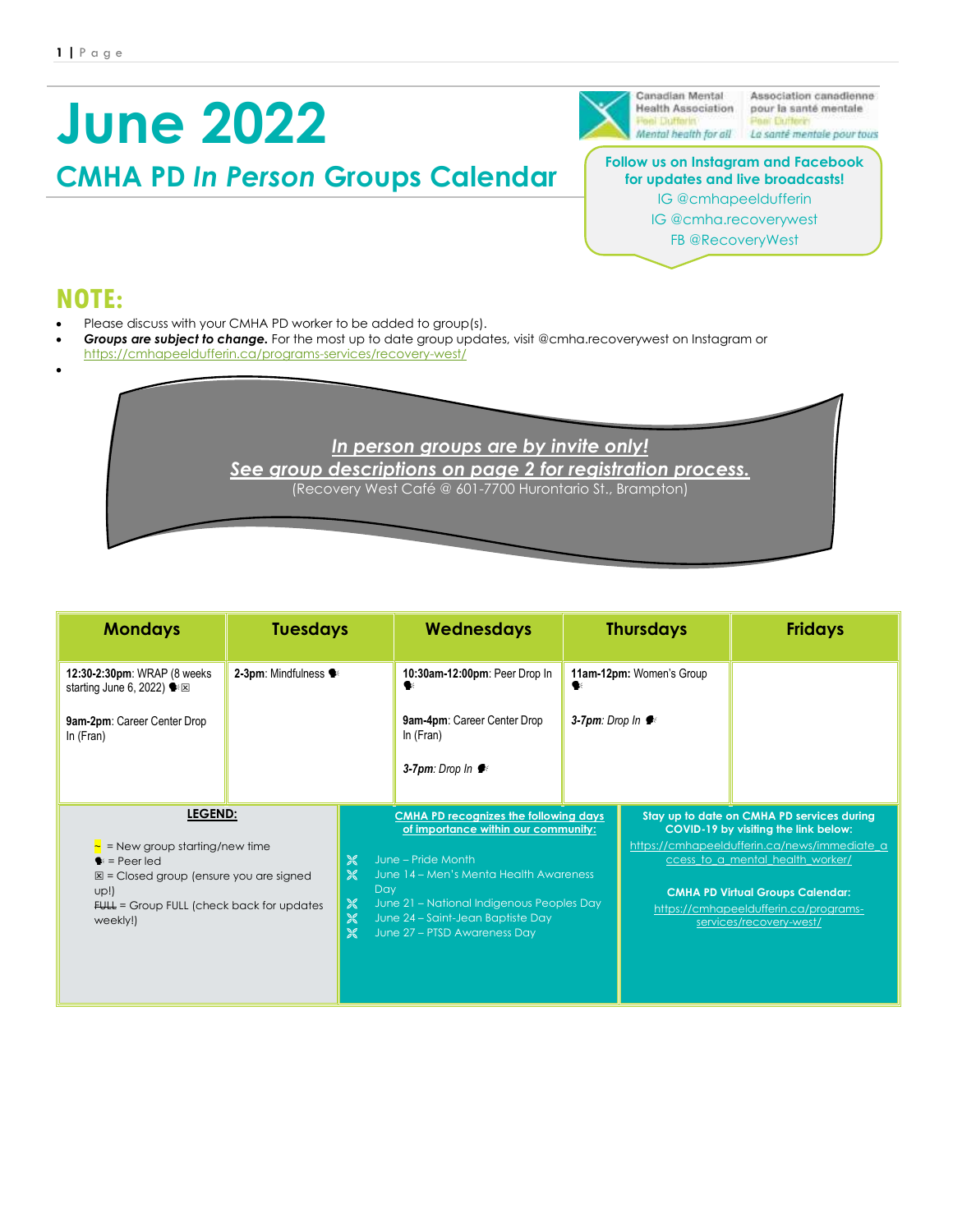# June 2022

## CMHA PD *In Person* Groups Calendar

Canadian Mental Health Association Peel Dufferin *Mental health for all*
Association canadienne pour la santé mentale Peel Dufferin *La santé mentale pour tous*

**Follow us on Instagram and Facebook for updates and live broadcasts!**
IG @cmhapeeldufferin
IG @cmha.recoverywest
FB @RecoveryWest

## NOTE:

- Please discuss with your CMHA PD worker to be added to group(s).
- ***Groups are subject to change.*** For the most up to date group updates, visit @cmha.recoverywest on Instagram or https://cmhapeeldufferin.ca/programs-services/recovery-west/

***In person groups are by invite only!***
***See group descriptions on page 2 for registration process.***
(Recovery West Café @ 601-7700 Hurontario St., Brampton)

| Mondays | Tuesdays | Wednesdays | Thursdays | Fridays |
|---|---|---|---|---|
| **12:30-2:30pm**: WRAP (8 weeks starting June 6, 2022) 🗣 ☒<br><br>**9am-2pm**: Career Center Drop In (Fran) | **2-3pm**: Mindfulness 🗣 | **10:30am-12:00pm**: Peer Drop In 🗣<br><br>**9am-4pm**: Career Center Drop In (Fran)<br><br>***3-7pm**: Drop In* 🗣 | **11am-12pm**: Women's Group 🗣<br><br>***3-7pm**: Drop In* 🗣 | |

**LEGEND:**

- ~ = New group starting/new time
- 🗣 = Peer led
- ☒ = Closed group (ensure you are signed up!)
- ~~FULL~~ = Group FULL (check back for updates weekly!)

**CMHA PD recognizes the following days of importance within our community:**

- June – Pride Month
- June 14 – Men's Menta Health Awareness Day
- June 21 – National Indigenous Peoples Day
- June 24 – Saint-Jean Baptiste Day
- June 27 – PTSD Awareness Day

**Stay up to date on CMHA PD services during COVID-19 by visiting the link below:**
https://cmhapeeldufferin.ca/news/immediate_access_to_a_mental_health_worker/

**CMHA PD Virtual Groups Calendar:**
https://cmhapeeldufferin.ca/programs-services/recovery-west/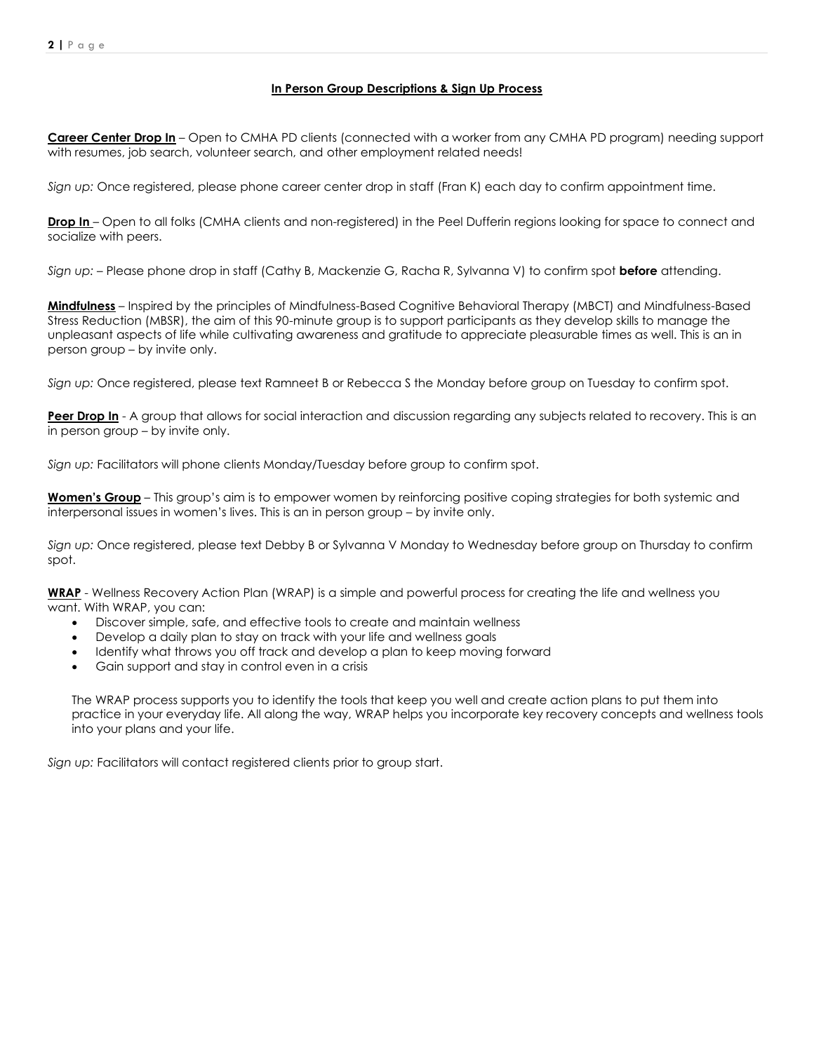## In Person Group Descriptions & Sign Up Process

**Career Center Drop In** – Open to CMHA PD clients (connected with a worker from any CMHA PD program) needing support with resumes, job search, volunteer search, and other employment related needs!

*Sign up:* Once registered, please phone career center drop in staff (Fran K) each day to confirm appointment time.

**Drop In** – Open to all folks (CMHA clients and non-registered) in the Peel Dufferin regions looking for space to connect and socialize with peers.

*Sign up:* – Please phone drop in staff (Cathy B, Mackenzie G, Racha R, Sylvanna V) to confirm spot **before** attending.

**Mindfulness** – Inspired by the principles of Mindfulness-Based Cognitive Behavioral Therapy (MBCT) and Mindfulness-Based Stress Reduction (MBSR), the aim of this 90-minute group is to support participants as they develop skills to manage the unpleasant aspects of life while cultivating awareness and gratitude to appreciate pleasurable times as well. This is an in person group – by invite only.

*Sign up:* Once registered, please text Ramneet B or Rebecca S the Monday before group on Tuesday to confirm spot.

**Peer Drop In** - A group that allows for social interaction and discussion regarding any subjects related to recovery. This is an in person group – by invite only.

*Sign up:* Facilitators will phone clients Monday/Tuesday before group to confirm spot.

**Women's Group** – This group's aim is to empower women by reinforcing positive coping strategies for both systemic and interpersonal issues in women's lives. This is an in person group – by invite only.

*Sign up:* Once registered, please text Debby B or Sylvanna V Monday to Wednesday before group on Thursday to confirm spot.

**WRAP** - Wellness Recovery Action Plan (WRAP) is a simple and powerful process for creating the life and wellness you want. With WRAP, you can:

- Discover simple, safe, and effective tools to create and maintain wellness
- Develop a daily plan to stay on track with your life and wellness goals
- Identify what throws you off track and develop a plan to keep moving forward
- Gain support and stay in control even in a crisis

The WRAP process supports you to identify the tools that keep you well and create action plans to put them into practice in your everyday life. All along the way, WRAP helps you incorporate key recovery concepts and wellness tools into your plans and your life.

*Sign up:* Facilitators will contact registered clients prior to group start.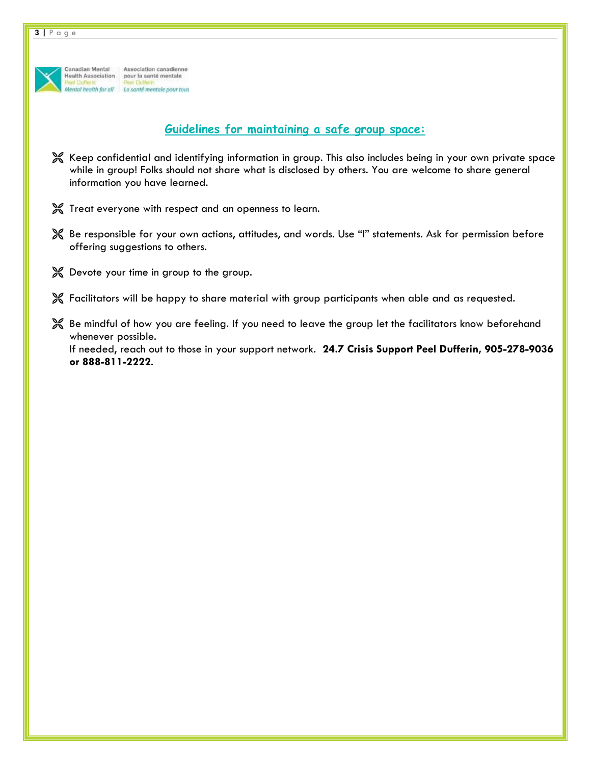Canadian Mental Health Association Peel Dufferin *Mental health for all* | Association canadienne pour la santé mentale Peel Dufferin *La santé mentale pour tous*

## Guidelines for maintaining a safe group space:

- Keep confidential and identifying information in group. This also includes being in your own private space while in group! Folks should not share what is disclosed by others. You are welcome to share general information you have learned.
- Treat everyone with respect and an openness to learn.
- Be responsible for your own actions, attitudes, and words. Use "I" statements. Ask for permission before offering suggestions to others.
- Devote your time in group to the group.
- Facilitators will be happy to share material with group participants when able and as requested.
- Be mindful of how you are feeling. If you need to leave the group let the facilitators know beforehand whenever possible.
  If needed, reach out to those in your support network. **24.7 Crisis Support Peel Dufferin, 905-278-9036 or 888-811-2222**.